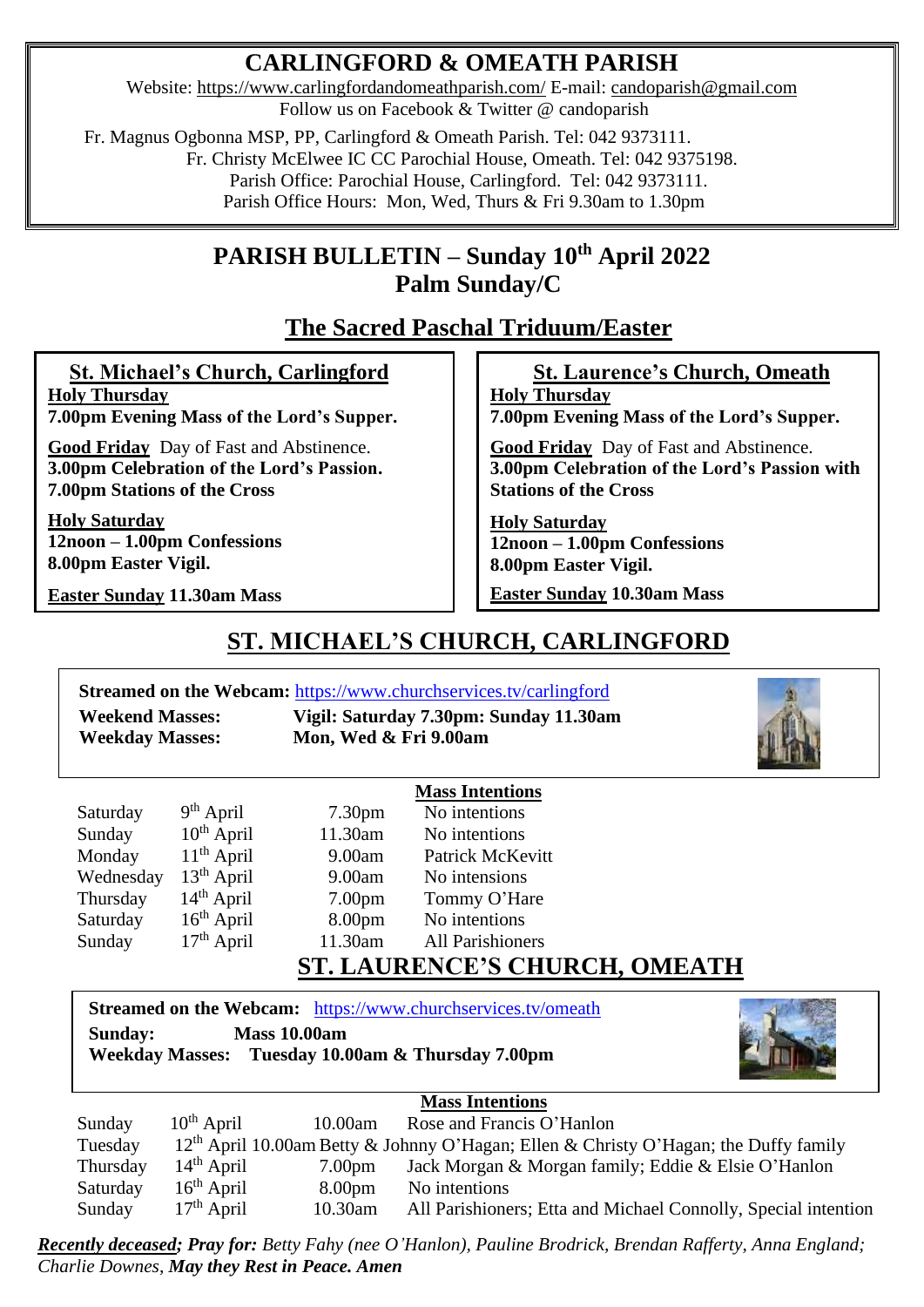# CARLINGFORD & OMEATH PARISH

Website: https://www.carlingfordandomeathparish.com/ E-mail: candoparish@gmail.com
Follow us on Facebook & Twitter @ candoparish

Fr. Magnus Ogbonna MSP, PP, Carlingford & Omeath Parish. Tel: 042 9373111.
Fr. Christy McElwee IC CC Parochial House, Omeath. Tel: 042 9375198.
Parish Office: Parochial House, Carlingford. Tel: 042 9373111.
Parish Office Hours: Mon, Wed, Thurs & Fri 9.30am to 1.30pm

## PARISH BULLETIN – Sunday 10th April 2022
## Palm Sunday/C

## The Sacred Paschal Triduum/Easter

### St. Michael's Church, Carlingford

**Holy Thursday**
**7.00pm Evening Mass of the Lord's Supper.**

**Good Friday** Day of Fast and Abstinence.
**3.00pm Celebration of the Lord's Passion.**
**7.00pm Stations of the Cross**

**Holy Saturday**
**12noon – 1.00pm Confessions**
**8.00pm Easter Vigil.**

**Easter Sunday 11.30am Mass**

### St. Laurence's Church, Omeath

**Holy Thursday**
**7.00pm Evening Mass of the Lord's Supper.**

**Good Friday** Day of Fast and Abstinence.
**3.00pm Celebration of the Lord's Passion with Stations of the Cross**

**Holy Saturday**
**12noon – 1.00pm Confessions**
**8.00pm Easter Vigil.**

**Easter Sunday 10.30am Mass**

## ST. MICHAEL'S CHURCH, CARLINGFORD

**Streamed on the Webcam:** https://www.churchservices.tv/carlingford
**Weekend Masses:** **Vigil: Saturday 7.30pm: Sunday 11.30am**
**Weekday Masses:** **Mon, Wed & Fri 9.00am**

**Mass Intentions**

| | | | |
|---|---|---|---|
| Saturday | 9th April | 7.30pm | No intentions |
| Sunday | 10th April | 11.30am | No intentions |
| Monday | 11th April | 9.00am | Patrick McKevitt |
| Wednesday | 13th April | 9.00am | No intensions |
| Thursday | 14th April | 7.00pm | Tommy O'Hare |
| Saturday | 16th April | 8.00pm | No intentions |
| Sunday | 17th April | 11.30am | All Parishioners |

## ST. LAURENCE'S CHURCH, OMEATH

**Streamed on the Webcam:** https://www.churchservices.tv/omeath
**Sunday:** **Mass 10.00am**
**Weekday Masses:** **Tuesday 10.00am & Thursday 7.00pm**

**Mass Intentions**

| | | | |
|---|---|---|---|
| Sunday | 10th April | 10.00am | Rose and Francis O'Hanlon |
| Tuesday | 12th April | 10.00am | Betty & Johnny O'Hagan; Ellen & Christy O'Hagan; the Duffy family |
| Thursday | 14th April | 7.00pm | Jack Morgan & Morgan family; Eddie & Elsie O'Hanlon |
| Saturday | 16th April | 8.00pm | No intentions |
| Sunday | 17th April | 10.30am | All Parishioners; Etta and Michael Connolly, Special intention |

***Recently deceased; Pray for:*** *Betty Fahy (nee O'Hanlon), Pauline Brodrick, Brendan Rafferty, Anna England; Charlie Downes,* ***May they Rest in Peace. Amen***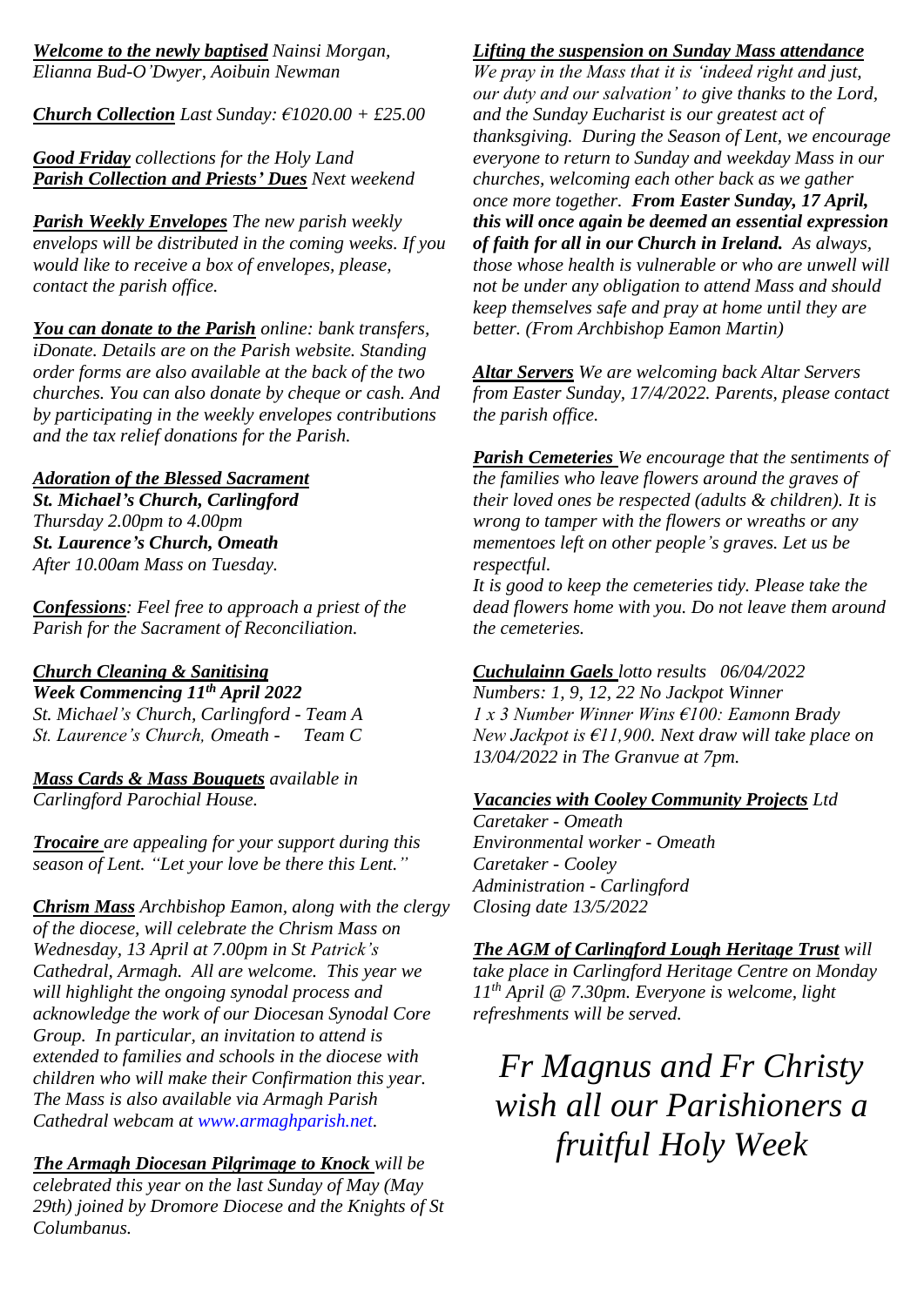***Welcome to the newly baptised*** *Nainsi Morgan, Elianna Bud-O'Dwyer, Aoibuin Newman*

***Church Collection*** *Last Sunday: €1020.00 + £25.00*

***Good Friday*** *collections for the Holy Land*
***Parish Collection and Priests' Dues*** *Next weekend*

***Parish Weekly Envelopes*** *The new parish weekly envelops will be distributed in the coming weeks. If you would like to receive a box of envelopes, please, contact the parish office.*

***You can donate to the Parish*** *online: bank transfers, iDonate. Details are on the Parish website. Standing order forms are also available at the back of the two churches. You can also donate by cheque or cash. And by participating in the weekly envelopes contributions and the tax relief donations for the Parish.*

***Adoration of the Blessed Sacrament***
***St. Michael's Church, Carlingford***
*Thursday 2.00pm to 4.00pm*
***St. Laurence's Church, Omeath***
*After 10.00am Mass on Tuesday.*

***Confessions****: Feel free to approach a priest of the Parish for the Sacrament of Reconciliation.*

***Church Cleaning & Sanitising***
***Week Commencing 11th April 2022***
*St. Michael's Church, Carlingford - Team A*
*St. Laurence's Church, Omeath - Team C*

***Mass Cards & Mass Bouquets*** *available in Carlingford Parochial House.*

***Trocaire*** *are appealing for your support during this season of Lent. "Let your love be there this Lent."*

***Chrism Mass*** *Archbishop Eamon, along with the clergy of the diocese, will celebrate the Chrism Mass on Wednesday, 13 April at 7.00pm in St Patrick's Cathedral, Armagh. All are welcome. This year we will highlight the ongoing synodal process and acknowledge the work of our Diocesan Synodal Core Group. In particular, an invitation to attend is extended to families and schools in the diocese with children who will make their Confirmation this year. The Mass is also available via Armagh Parish Cathedral webcam at www.armaghparish.net.*

***The Armagh Diocesan Pilgrimage to Knock*** *will be celebrated this year on the last Sunday of May (May 29th) joined by Dromore Diocese and the Knights of St Columbanus.*

***Lifting the suspension on Sunday Mass attendance***
*We pray in the Mass that it is 'indeed right and just, our duty and our salvation' to give thanks to the Lord, and the Sunday Eucharist is our greatest act of thanksgiving. During the Season of Lent, we encourage everyone to return to Sunday and weekday Mass in our churches, welcoming each other back as we gather once more together.* ***From Easter Sunday, 17 April, this will once again be deemed an essential expression of faith for all in our Church in Ireland.*** *As always, those whose health is vulnerable or who are unwell will not be under any obligation to attend Mass and should keep themselves safe and pray at home until they are better. (From Archbishop Eamon Martin)*

***Altar Servers*** *We are welcoming back Altar Servers from Easter Sunday, 17/4/2022. Parents, please contact the parish office.*

***Parish Cemeteries*** *We encourage that the sentiments of the families who leave flowers around the graves of their loved ones be respected (adults & children). It is wrong to tamper with the flowers or wreaths or any mementoes left on other people's graves. Let us be respectful.*
*It is good to keep the cemeteries tidy. Please take the dead flowers home with you. Do not leave them around the cemeteries.*

***Cuchulainn Gaels*** *lotto results 06/04/2022*
*Numbers: 1, 9, 12, 22 No Jackpot Winner*
*1 x 3 Number Winner Wins €100: Eamonn Brady*
*New Jackpot is €11,900. Next draw will take place on 13/04/2022 in The Granvue at 7pm.*

***Vacancies with Cooley Community Projects*** *Ltd*
*Caretaker - Omeath*
*Environmental worker - Omeath*
*Caretaker - Cooley*
*Administration - Carlingford*
*Closing date 13/5/2022*

***The AGM of Carlingford Lough Heritage Trust*** *will take place in Carlingford Heritage Centre on Monday 11th April @ 7.30pm. Everyone is welcome, light refreshments will be served.*

*Fr Magnus and Fr Christy wish all our Parishioners a fruitful Holy Week*